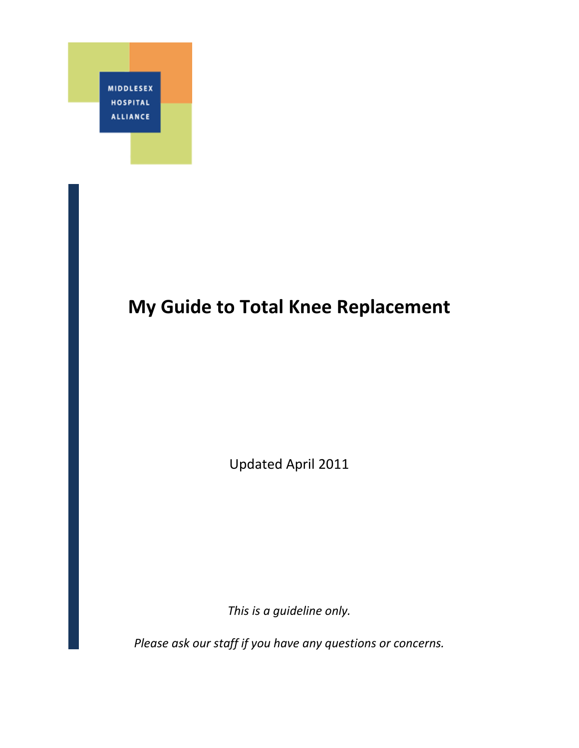MIDDLESEX HOSPITAL ALLIANCE

# My Guide to Total Knee Replacement

Updated April 2011

*This is a guideline only.*

*Please ask our staff if you have any questions or concerns.*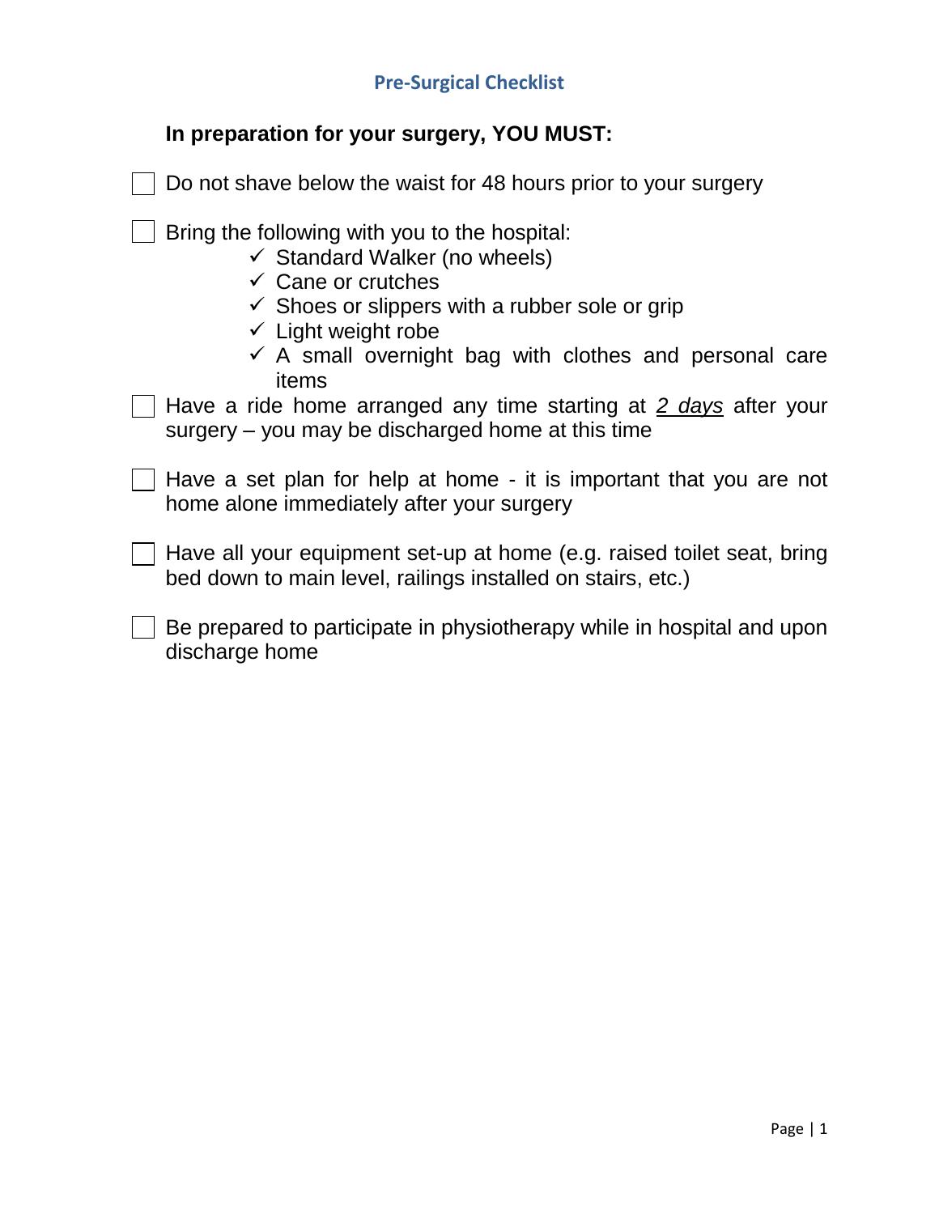## Pre-Surgical Checklist

**In preparation for your surgery, YOU MUST:**

- [ ] Do not shave below the waist for 48 hours prior to your surgery
- [ ] Bring the following with you to the hospital:
  - ✓ Standard Walker (no wheels)
  - ✓ Cane or crutches
  - ✓ Shoes or slippers with a rubber sole or grip
  - ✓ Light weight robe
  - ✓ A small overnight bag with clothes and personal care items
- [ ] Have a ride home arranged any time starting at *2 days* after your surgery – you may be discharged home at this time
- [ ] Have a set plan for help at home - it is important that you are not home alone immediately after your surgery
- [ ] Have all your equipment set-up at home (e.g. raised toilet seat, bring bed down to main level, railings installed on stairs, etc.)
- [ ] Be prepared to participate in physiotherapy while in hospital and upon discharge home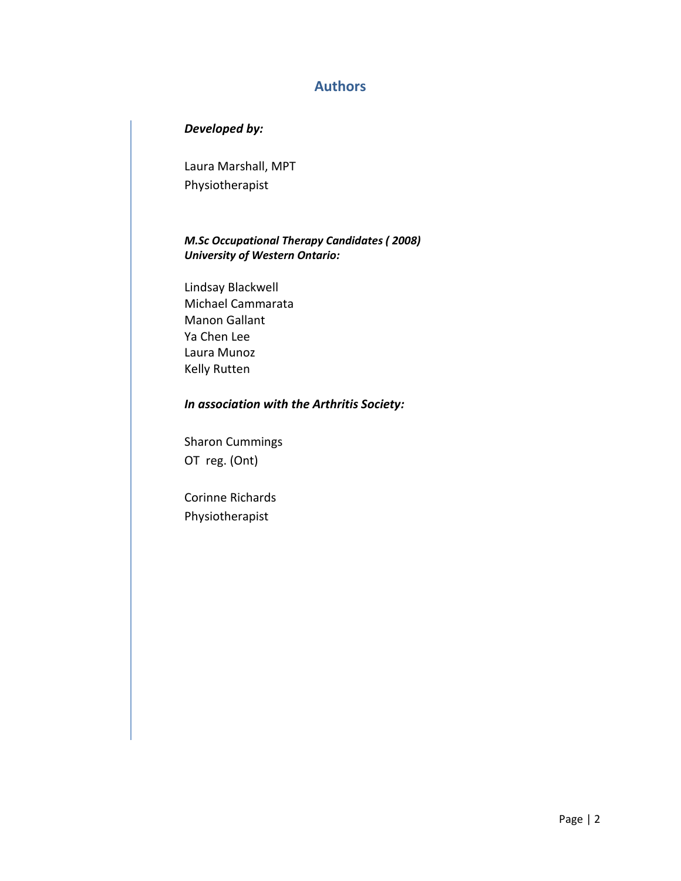## Authors

***Developed by:***

Laura Marshall, MPT
Physiotherapist

***M.Sc Occupational Therapy Candidates ( 2008)***
***University of Western Ontario:***

Lindsay Blackwell
Michael Cammarata
Manon Gallant
Ya Chen Lee
Laura Munoz
Kelly Rutten

***In association with the Arthritis Society:***

Sharon Cummings
OT reg. (Ont)

Corinne Richards
Physiotherapist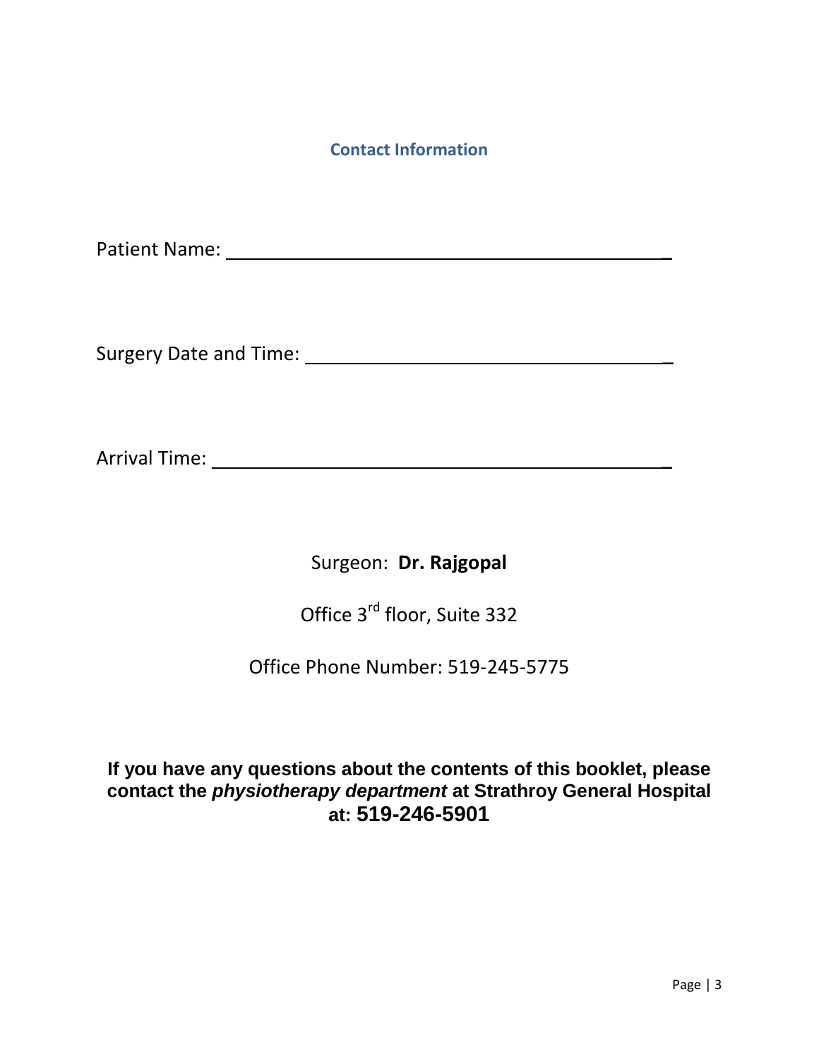## Contact Information

Patient Name: ___________________________________________

Surgery Date and Time: ___________________________________

Arrival Time: ____________________________________________

Surgeon: **Dr. Rajgopal**

Office 3rd floor, Suite 332

Office Phone Number: 519-245-5775

**If you have any questions about the contents of this booklet, please contact the *physiotherapy department* at Strathroy General Hospital at: 519-246-5901**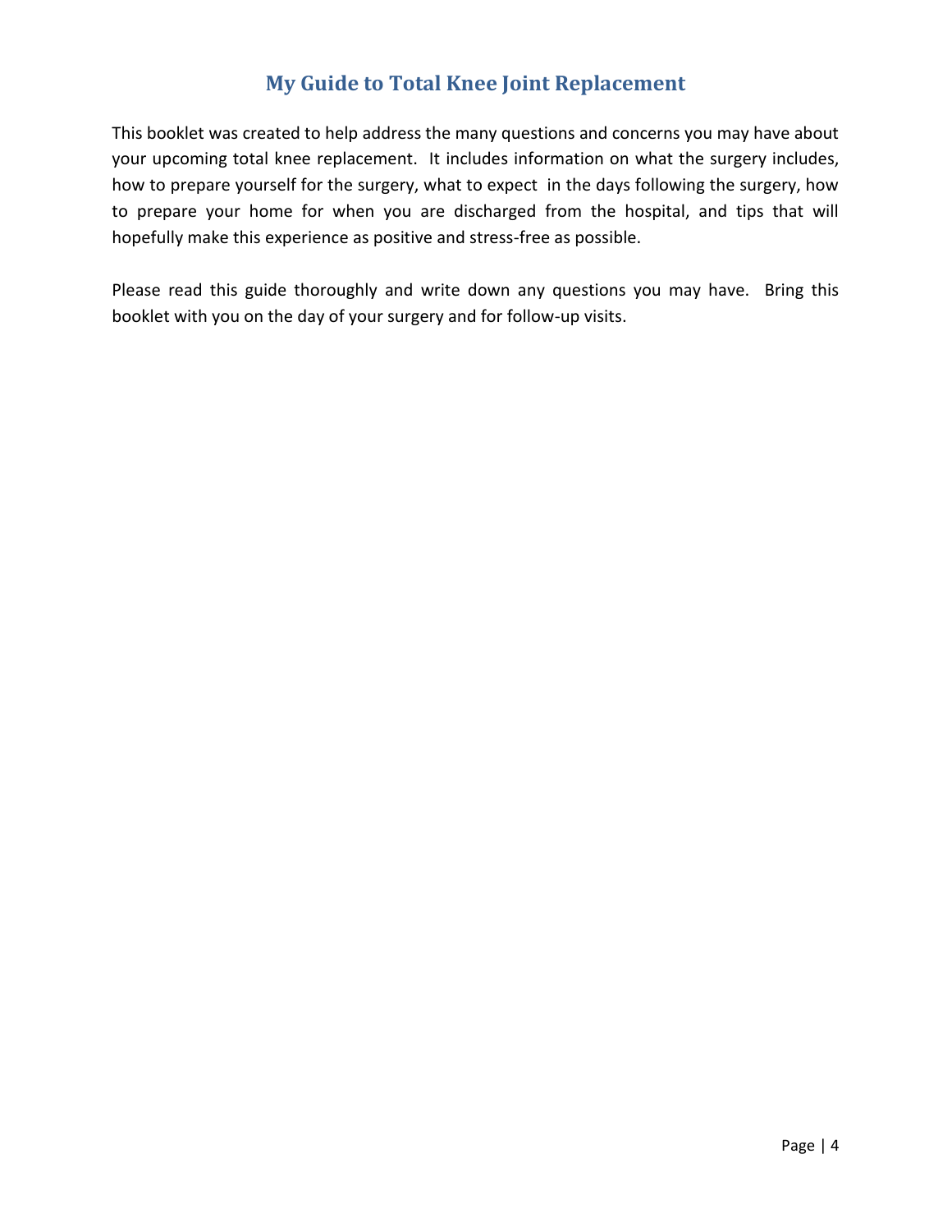# My Guide to Total Knee Joint Replacement

This booklet was created to help address the many questions and concerns you may have about your upcoming total knee replacement. It includes information on what the surgery includes, how to prepare yourself for the surgery, what to expect in the days following the surgery, how to prepare your home for when you are discharged from the hospital, and tips that will hopefully make this experience as positive and stress-free as possible.

Please read this guide thoroughly and write down any questions you may have. Bring this booklet with you on the day of your surgery and for follow-up visits.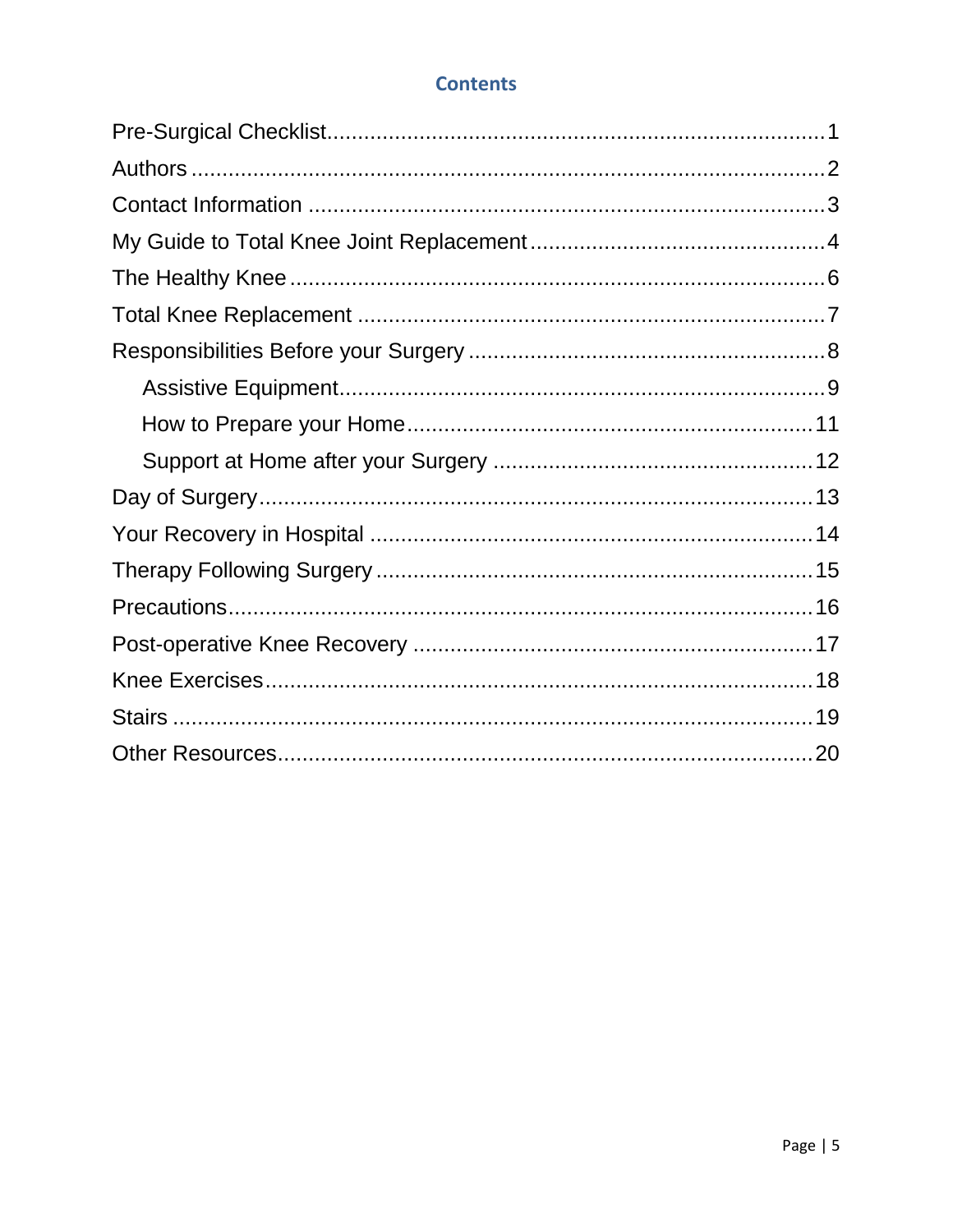## Contents

- Pre-Surgical Checklist ... 1
- Authors ... 2
- Contact Information ... 3
- My Guide to Total Knee Joint Replacement ... 4
- The Healthy Knee ... 6
- Total Knee Replacement ... 7
- Responsibilities Before your Surgery ... 8
  - Assistive Equipment ... 9
  - How to Prepare your Home ... 11
  - Support at Home after your Surgery ... 12
- Day of Surgery ... 13
- Your Recovery in Hospital ... 14
- Therapy Following Surgery ... 15
- Precautions ... 16
- Post-operative Knee Recovery ... 17
- Knee Exercises ... 18
- Stairs ... 19
- Other Resources ... 20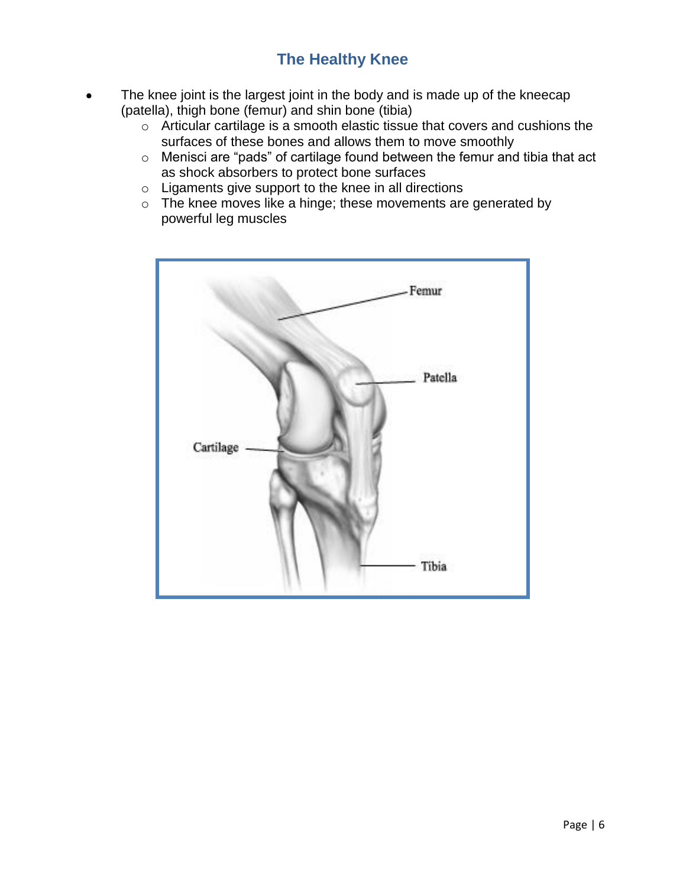# The Healthy Knee

- The knee joint is the largest joint in the body and is made up of the kneecap (patella), thigh bone (femur) and shin bone (tibia)
  - Articular cartilage is a smooth elastic tissue that covers and cushions the surfaces of these bones and allows them to move smoothly
  - Menisci are "pads" of cartilage found between the femur and tibia that act as shock absorbers to protect bone surfaces
  - Ligaments give support to the knee in all directions
  - The knee moves like a hinge; these movements are generated by powerful leg muscles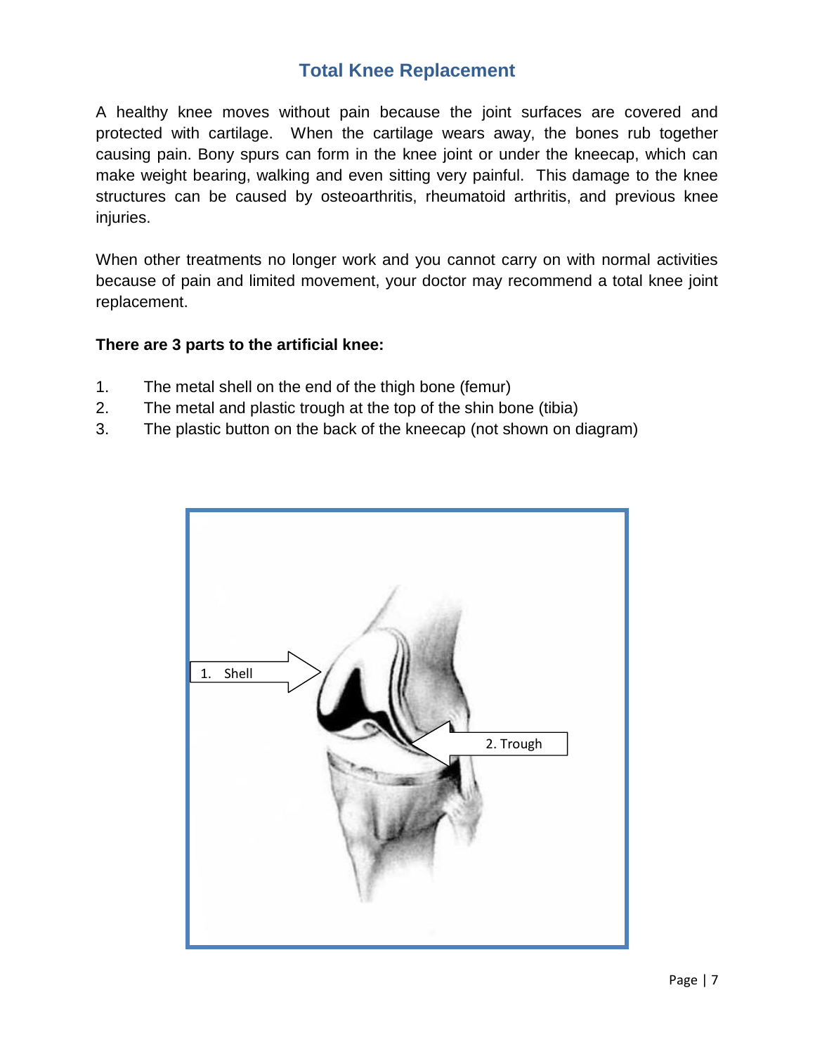## Total Knee Replacement

A healthy knee moves without pain because the joint surfaces are covered and protected with cartilage. When the cartilage wears away, the bones rub together causing pain. Bony spurs can form in the knee joint or under the kneecap, which can make weight bearing, walking and even sitting very painful. This damage to the knee structures can be caused by osteoarthritis, rheumatoid arthritis, and previous knee injuries.

When other treatments no longer work and you cannot carry on with normal activities because of pain and limited movement, your doctor may recommend a total knee joint replacement.

**There are 3 parts to the artificial knee:**

1. The metal shell on the end of the thigh bone (femur)
2. The metal and plastic trough at the top of the shin bone (tibia)
3. The plastic button on the back of the kneecap (not shown on diagram)

1. Shell

2. Trough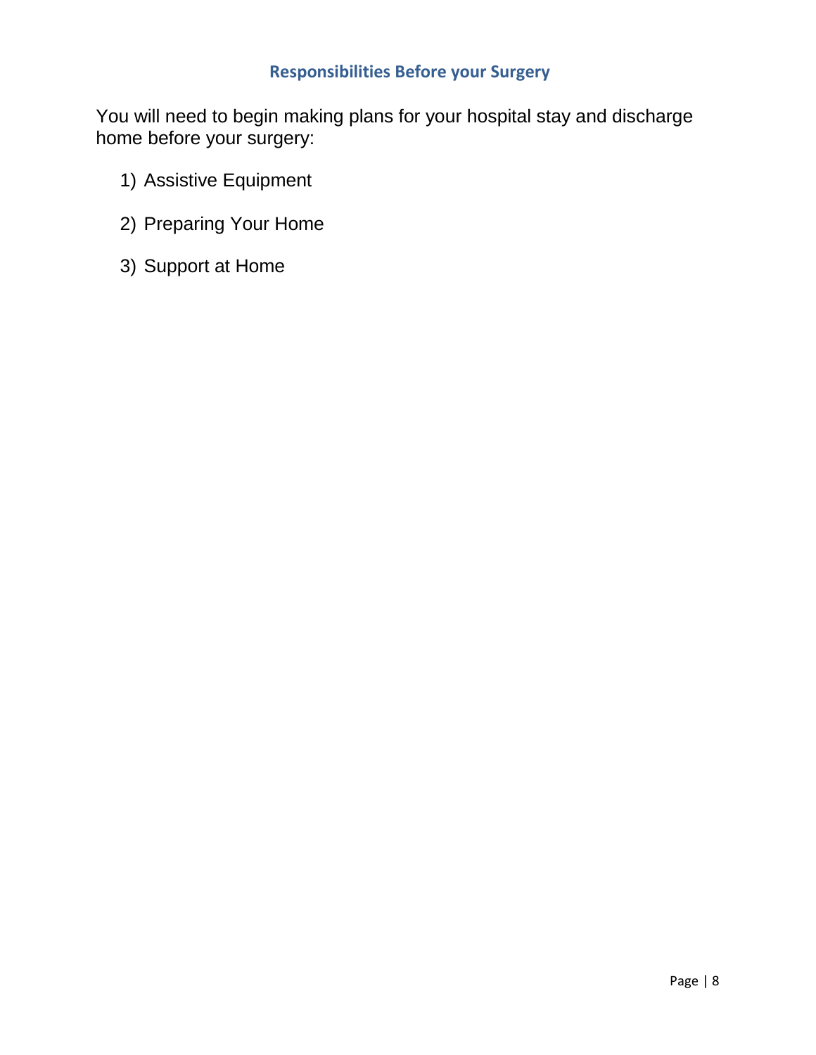## Responsibilities Before your Surgery

You will need to begin making plans for your hospital stay and discharge home before your surgery:

1) Assistive Equipment
2) Preparing Your Home
3) Support at Home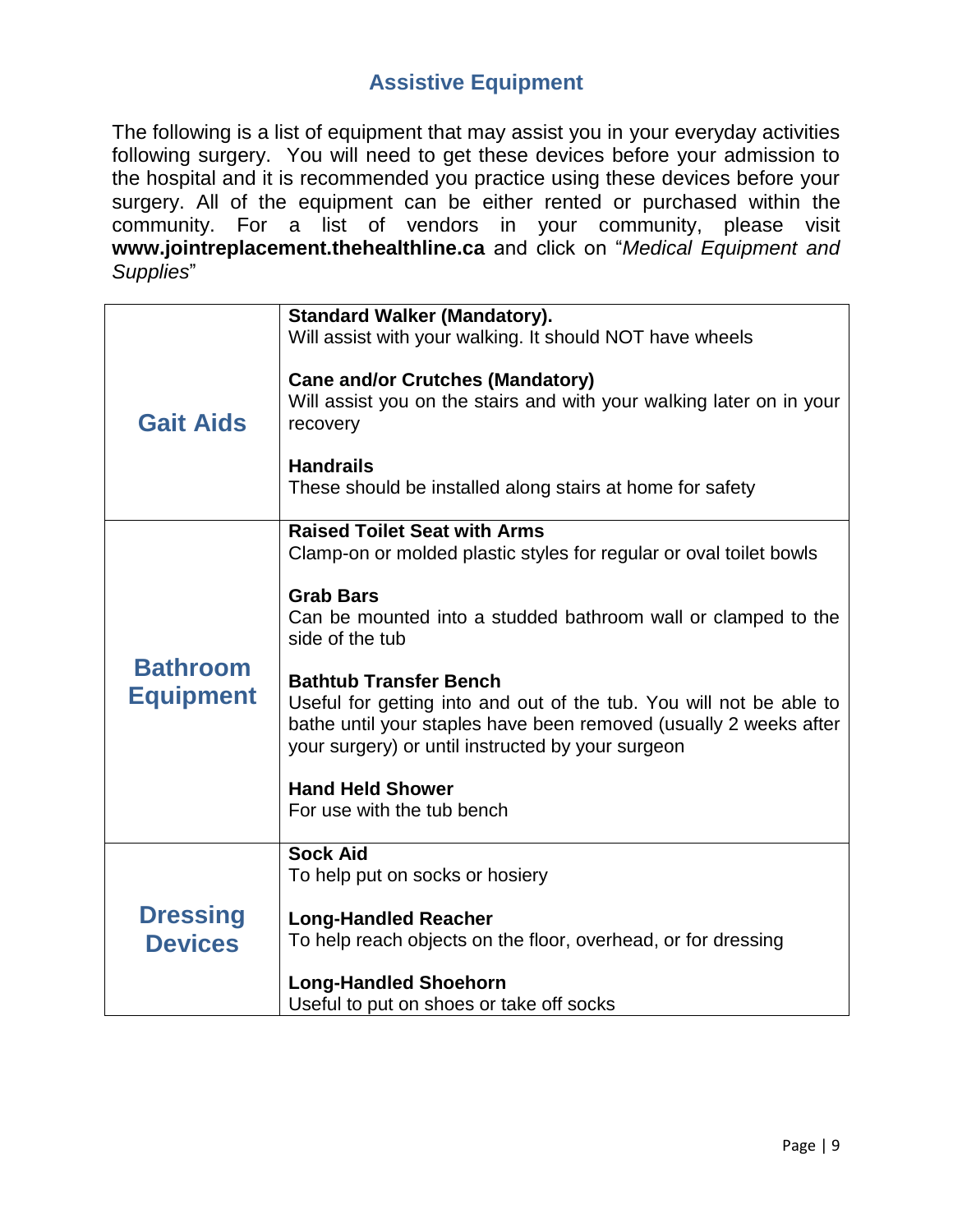## Assistive Equipment

The following is a list of equipment that may assist you in your everyday activities following surgery. You will need to get these devices before your admission to the hospital and it is recommended you practice using these devices before your surgery. All of the equipment can be either rented or purchased within the community. For a list of vendors in your community, please visit **www.jointreplacement.thehealthline.ca** and click on "*Medical Equipment and Supplies*"

| | |
|---|---|
| **Gait Aids** | **Standard Walker (Mandatory).**<br>Will assist with your walking. It should NOT have wheels<br><br>**Cane and/or Crutches (Mandatory)**<br>Will assist you on the stairs and with your walking later on in your recovery<br><br>**Handrails**<br>These should be installed along stairs at home for safety |
| **Bathroom Equipment** | **Raised Toilet Seat with Arms**<br>Clamp-on or molded plastic styles for regular or oval toilet bowls<br><br>**Grab Bars**<br>Can be mounted into a studded bathroom wall or clamped to the side of the tub<br><br>**Bathtub Transfer Bench**<br>Useful for getting into and out of the tub. You will not be able to bathe until your staples have been removed (usually 2 weeks after your surgery) or until instructed by your surgeon<br><br>**Hand Held Shower**<br>For use with the tub bench |
| **Dressing Devices** | **Sock Aid**<br>To help put on socks or hosiery<br><br>**Long-Handled Reacher**<br>To help reach objects on the floor, overhead, or for dressing<br><br>**Long-Handled Shoehorn**<br>Useful to put on shoes or take off socks |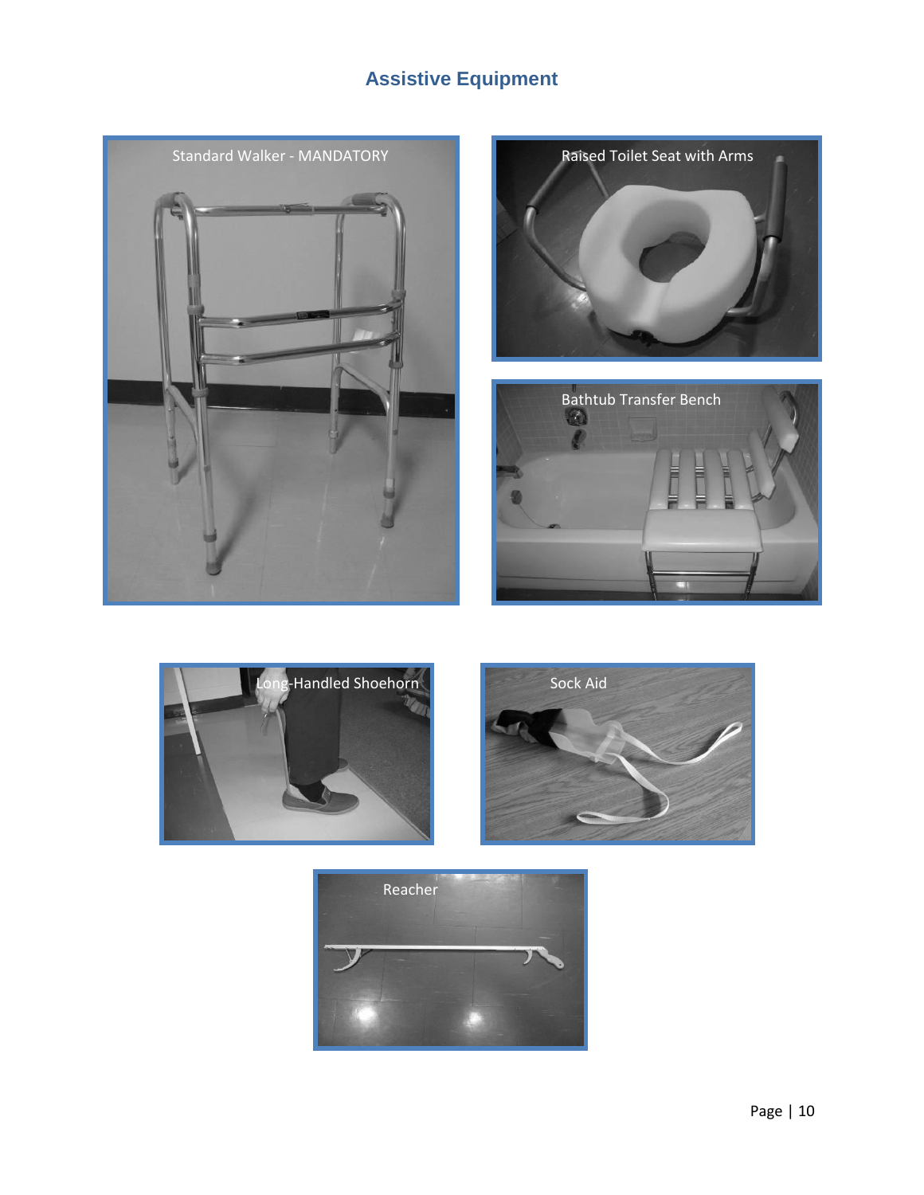# Assistive Equipment

Standard Walker - MANDATORY

Raised Toilet Seat with Arms

Bathtub Transfer Bench

Long-Handled Shoehorn

Sock Aid

Reacher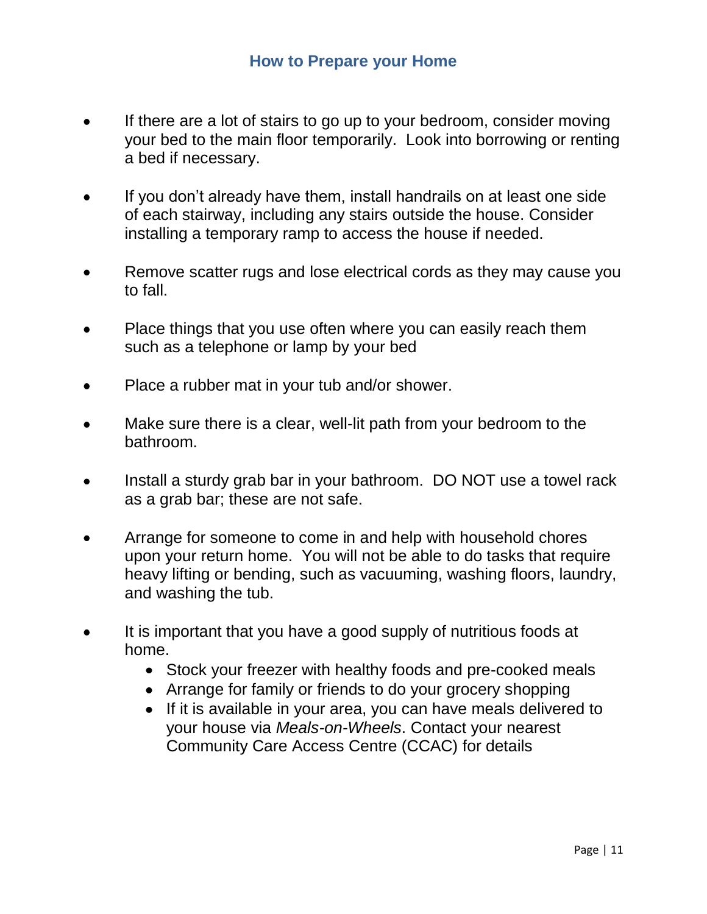## How to Prepare your Home

- If there are a lot of stairs to go up to your bedroom, consider moving your bed to the main floor temporarily. Look into borrowing or renting a bed if necessary.
- If you don't already have them, install handrails on at least one side of each stairway, including any stairs outside the house. Consider installing a temporary ramp to access the house if needed.
- Remove scatter rugs and lose electrical cords as they may cause you to fall.
- Place things that you use often where you can easily reach them such as a telephone or lamp by your bed
- Place a rubber mat in your tub and/or shower.
- Make sure there is a clear, well-lit path from your bedroom to the bathroom.
- Install a sturdy grab bar in your bathroom. DO NOT use a towel rack as a grab bar; these are not safe.
- Arrange for someone to come in and help with household chores upon your return home. You will not be able to do tasks that require heavy lifting or bending, such as vacuuming, washing floors, laundry, and washing the tub.
- It is important that you have a good supply of nutritious foods at home.
  - Stock your freezer with healthy foods and pre-cooked meals
  - Arrange for family or friends to do your grocery shopping
  - If it is available in your area, you can have meals delivered to your house via *Meals-on-Wheels*. Contact your nearest Community Care Access Centre (CCAC) for details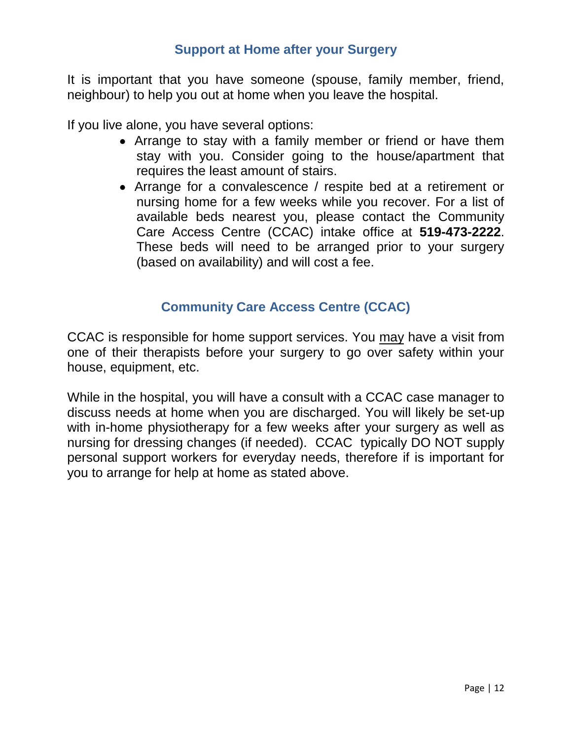## Support at Home after your Surgery

It is important that you have someone (spouse, family member, friend, neighbour) to help you out at home when you leave the hospital.

If you live alone, you have several options:

- Arrange to stay with a family member or friend or have them stay with you. Consider going to the house/apartment that requires the least amount of stairs.
- Arrange for a convalescence / respite bed at a retirement or nursing home for a few weeks while you recover. For a list of available beds nearest you, please contact the Community Care Access Centre (CCAC) intake office at **519-473-2222**. These beds will need to be arranged prior to your surgery (based on availability) and will cost a fee.

## Community Care Access Centre (CCAC)

CCAC is responsible for home support services. You <u>may</u> have a visit from one of their therapists before your surgery to go over safety within your house, equipment, etc.

While in the hospital, you will have a consult with a CCAC case manager to discuss needs at home when you are discharged. You will likely be set-up with in-home physiotherapy for a few weeks after your surgery as well as nursing for dressing changes (if needed). CCAC typically DO NOT supply personal support workers for everyday needs, therefore if is important for you to arrange for help at home as stated above.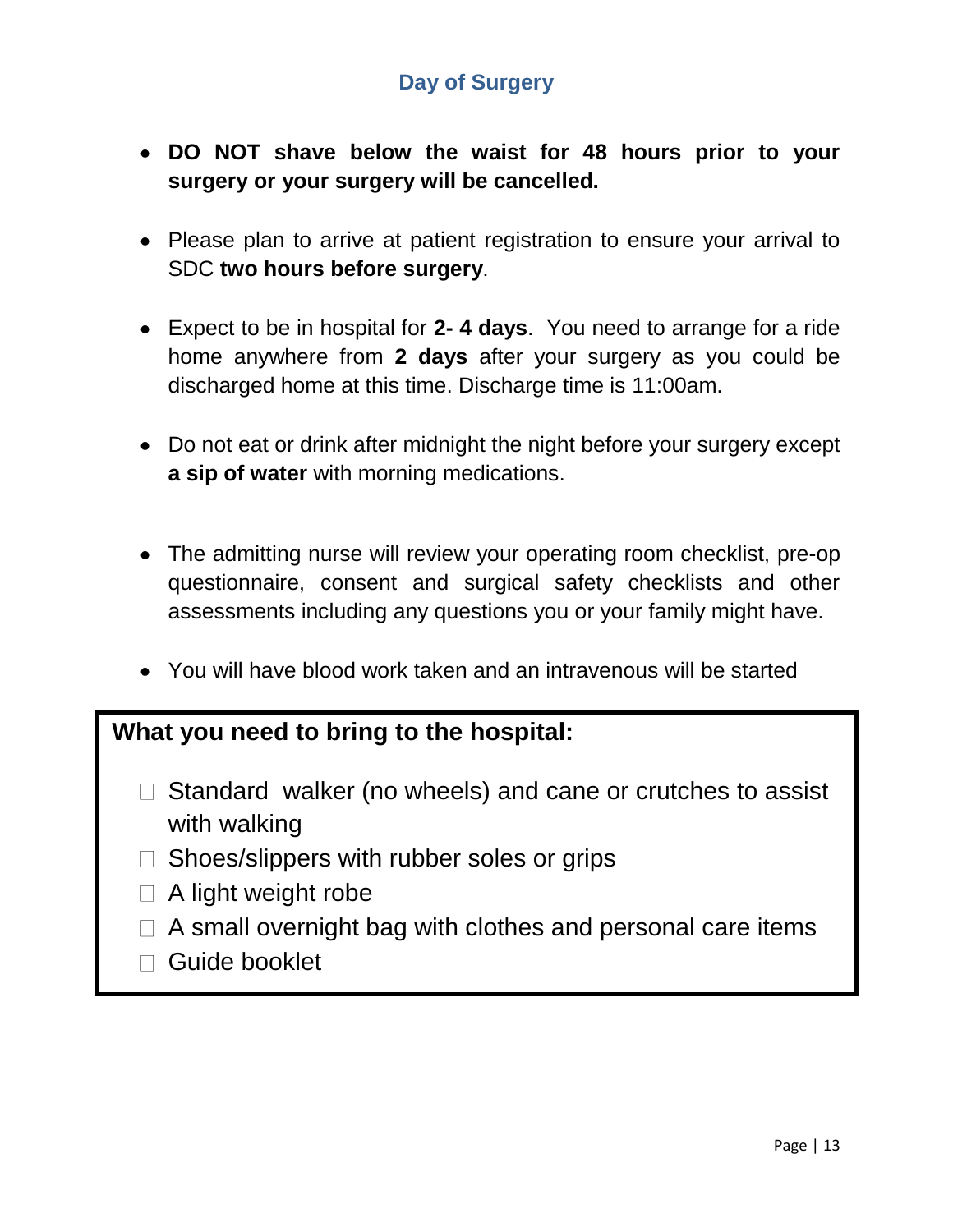## Day of Surgery

- **DO NOT shave below the waist for 48 hours prior to your surgery or your surgery will be cancelled.**

- Please plan to arrive at patient registration to ensure your arrival to SDC **two hours before surgery**.

- Expect to be in hospital for **2- 4 days**. You need to arrange for a ride home anywhere from **2 days** after your surgery as you could be discharged home at this time. Discharge time is 11:00am.

- Do not eat or drink after midnight the night before your surgery except **a sip of water** with morning medications.

- The admitting nurse will review your operating room checklist, pre-op questionnaire, consent and surgical safety checklists and other assessments including any questions you or your family might have.

- You will have blood work taken and an intravenous will be started

**What you need to bring to the hospital:**

- ☐ Standard walker (no wheels) and cane or crutches to assist with walking
- ☐ Shoes/slippers with rubber soles or grips
- ☐ A light weight robe
- ☐ A small overnight bag with clothes and personal care items
- ☐ Guide booklet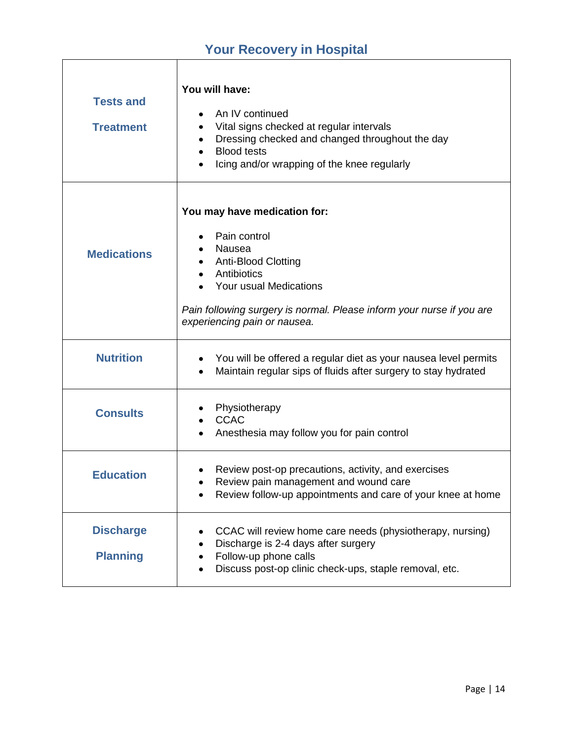## Your Recovery in Hospital

| | |
|---|---|
| **Tests and Treatment** | **You will have:**<br><br>• An IV continued<br>• Vital signs checked at regular intervals<br>• Dressing checked and changed throughout the day<br>• Blood tests<br>• Icing and/or wrapping of the knee regularly |
| **Medications** | **You may have medication for:**<br><br>• Pain control<br>• Nausea<br>• Anti-Blood Clotting<br>• Antibiotics<br>• Your usual Medications<br><br>*Pain following surgery is normal. Please inform your nurse if you are experiencing pain or nausea.* |
| **Nutrition** | • You will be offered a regular diet as your nausea level permits<br>• Maintain regular sips of fluids after surgery to stay hydrated |
| **Consults** | • Physiotherapy<br>• CCAC<br>• Anesthesia may follow you for pain control |
| **Education** | • Review post-op precautions, activity, and exercises<br>• Review pain management and wound care<br>• Review follow-up appointments and care of your knee at home |
| **Discharge Planning** | • CCAC will review home care needs (physiotherapy, nursing)<br>• Discharge is 2-4 days after surgery<br>• Follow-up phone calls<br>• Discuss post-op clinic check-ups, staple removal, etc. |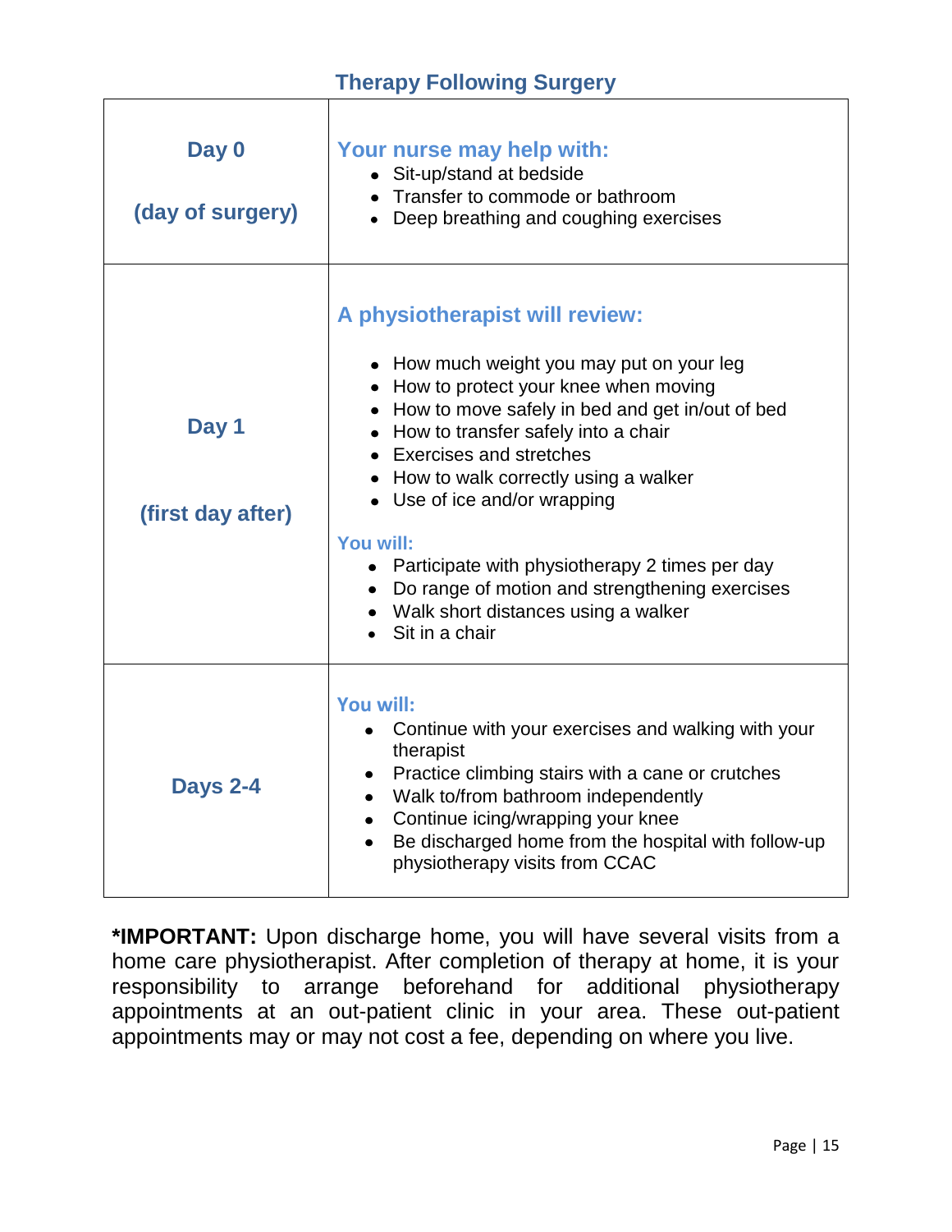## Therapy Following Surgery

| | |
|---|---|
| **Day 0**<br><br>**(day of surgery)** | **Your nurse may help with:**<br>• Sit-up/stand at bedside<br>• Transfer to commode or bathroom<br>• Deep breathing and coughing exercises |
| **Day 1**<br><br>**(first day after)** | **A physiotherapist will review:**<br>• How much weight you may put on your leg<br>• How to protect your knee when moving<br>• How to move safely in bed and get in/out of bed<br>• How to transfer safely into a chair<br>• Exercises and stretches<br>• How to walk correctly using a walker<br>• Use of ice and/or wrapping<br><br>**You will:**<br>• Participate with physiotherapy 2 times per day<br>• Do range of motion and strengthening exercises<br>• Walk short distances using a walker<br>• Sit in a chair |
| **Days 2-4** | **You will:**<br>• Continue with your exercises and walking with your therapist<br>• Practice climbing stairs with a cane or crutches<br>• Walk to/from bathroom independently<br>• Continue icing/wrapping your knee<br>• Be discharged home from the hospital with follow-up physiotherapy visits from CCAC |

***IMPORTANT:** Upon discharge home, you will have several visits from a home care physiotherapist. After completion of therapy at home, it is your responsibility to arrange beforehand for additional physiotherapy appointments at an out-patient clinic in your area. These out-patient appointments may or may not cost a fee, depending on where you live.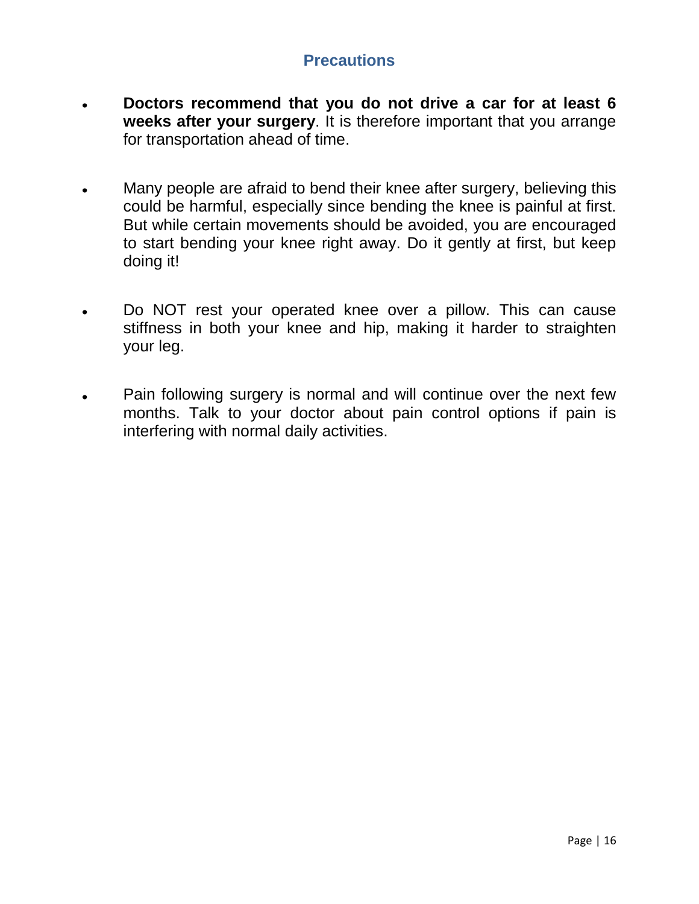## Precautions

- **Doctors recommend that you do not drive a car for at least 6 weeks after your surgery**. It is therefore important that you arrange for transportation ahead of time.

- Many people are afraid to bend their knee after surgery, believing this could be harmful, especially since bending the knee is painful at first. But while certain movements should be avoided, you are encouraged to start bending your knee right away. Do it gently at first, but keep doing it!

- Do NOT rest your operated knee over a pillow. This can cause stiffness in both your knee and hip, making it harder to straighten your leg.

- Pain following surgery is normal and will continue over the next few months. Talk to your doctor about pain control options if pain is interfering with normal daily activities.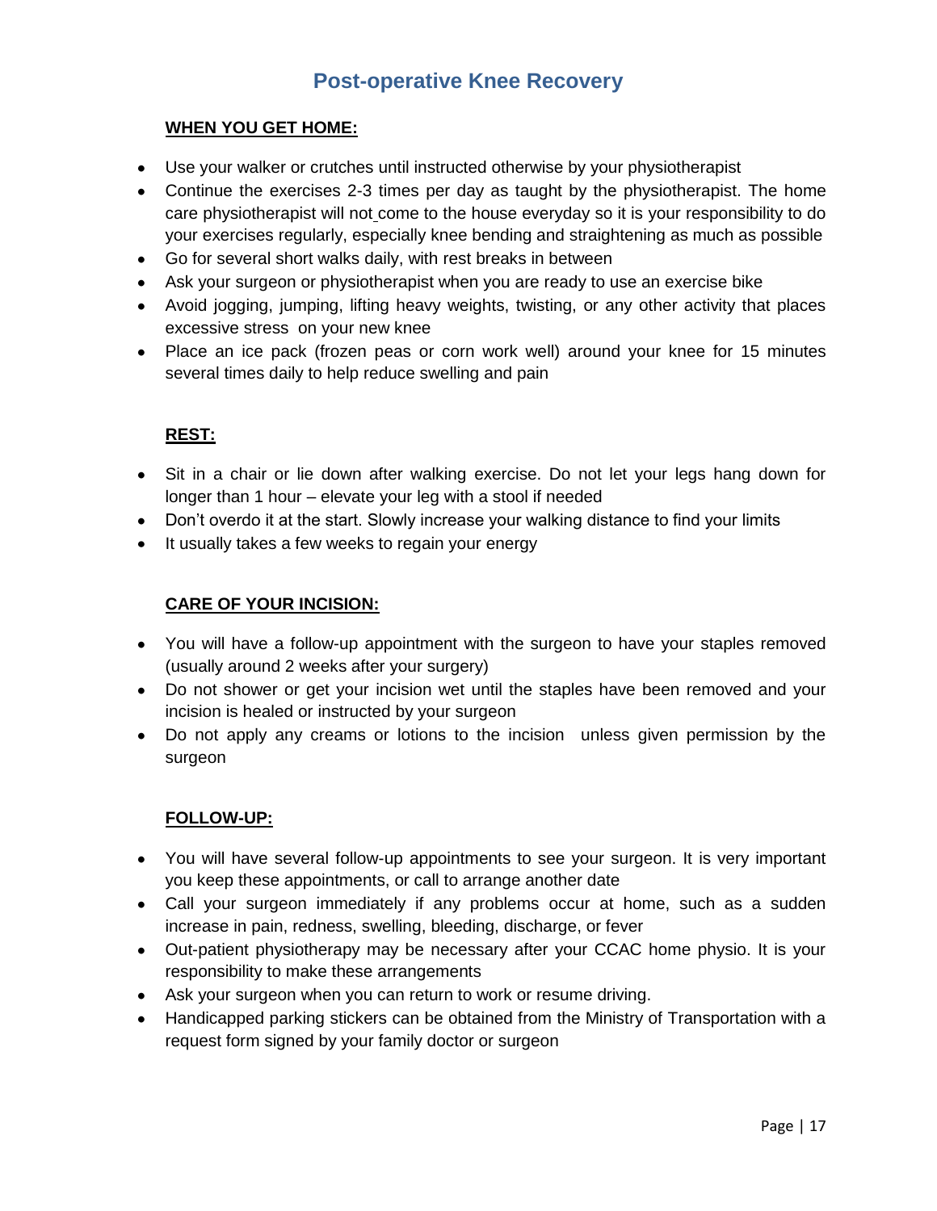# Post-operative Knee Recovery

**WHEN YOU GET HOME:**

- Use your walker or crutches until instructed otherwise by your physiotherapist
- Continue the exercises 2-3 times per day as taught by the physiotherapist. The home care physiotherapist will not come to the house everyday so it is your responsibility to do your exercises regularly, especially knee bending and straightening as much as possible
- Go for several short walks daily, with rest breaks in between
- Ask your surgeon or physiotherapist when you are ready to use an exercise bike
- Avoid jogging, jumping, lifting heavy weights, twisting, or any other activity that places excessive stress on your new knee
- Place an ice pack (frozen peas or corn work well) around your knee for 15 minutes several times daily to help reduce swelling and pain

**REST:**

- Sit in a chair or lie down after walking exercise. Do not let your legs hang down for longer than 1 hour – elevate your leg with a stool if needed
- Don't overdo it at the start. Slowly increase your walking distance to find your limits
- It usually takes a few weeks to regain your energy

**CARE OF YOUR INCISION:**

- You will have a follow-up appointment with the surgeon to have your staples removed (usually around 2 weeks after your surgery)
- Do not shower or get your incision wet until the staples have been removed and your incision is healed or instructed by your surgeon
- Do not apply any creams or lotions to the incision unless given permission by the surgeon

**FOLLOW-UP:**

- You will have several follow-up appointments to see your surgeon. It is very important you keep these appointments, or call to arrange another date
- Call your surgeon immediately if any problems occur at home, such as a sudden increase in pain, redness, swelling, bleeding, discharge, or fever
- Out-patient physiotherapy may be necessary after your CCAC home physio. It is your responsibility to make these arrangements
- Ask your surgeon when you can return to work or resume driving.
- Handicapped parking stickers can be obtained from the Ministry of Transportation with a request form signed by your family doctor or surgeon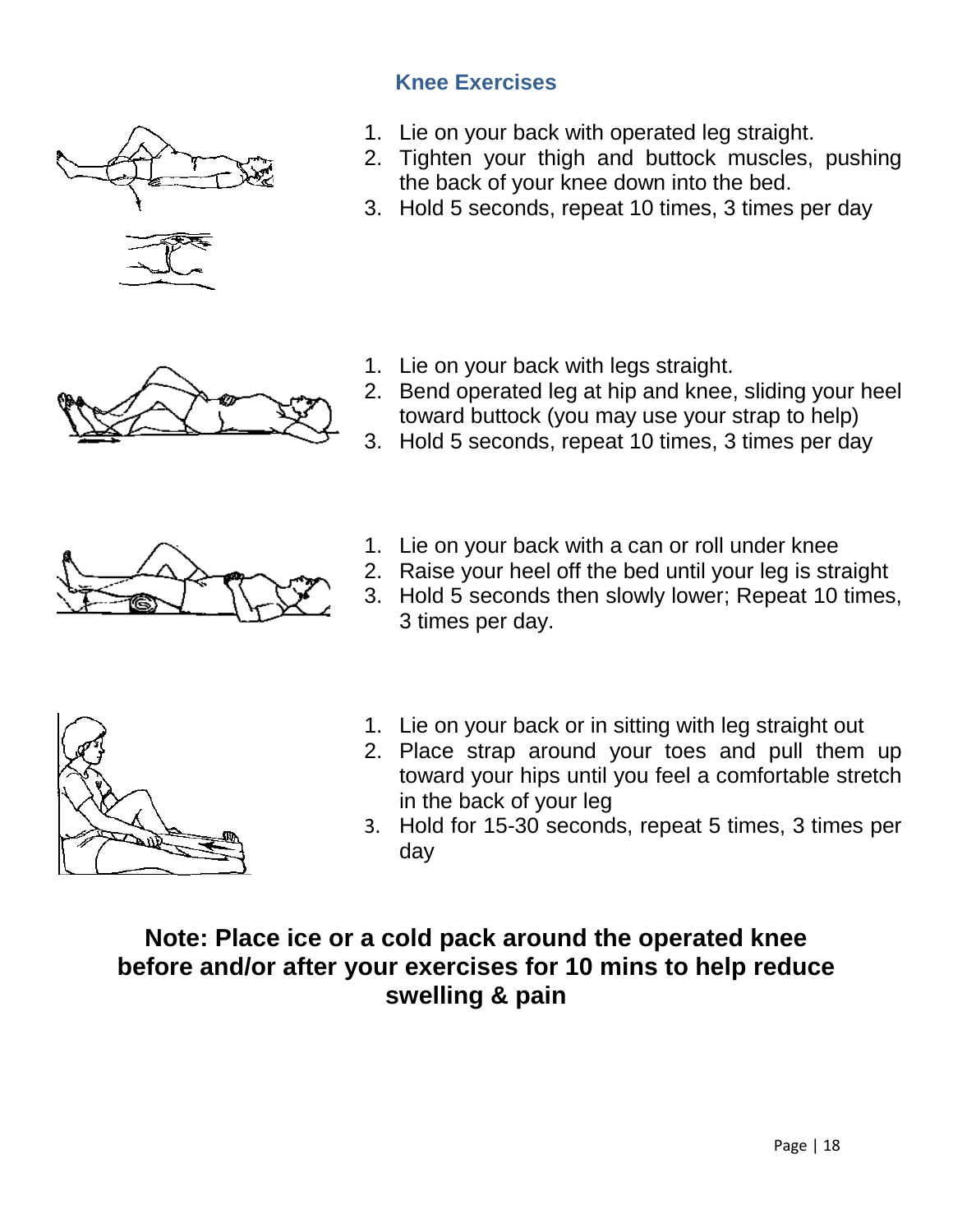## Knee Exercises

1. Lie on your back with operated leg straight.
2. Tighten your thigh and buttock muscles, pushing the back of your knee down into the bed.
3. Hold 5 seconds, repeat 10 times, 3 times per day

1. Lie on your back with legs straight.
2. Bend operated leg at hip and knee, sliding your heel toward buttock (you may use your strap to help)
3. Hold 5 seconds, repeat 10 times, 3 times per day

1. Lie on your back with a can or roll under knee
2. Raise your heel off the bed until your leg is straight
3. Hold 5 seconds then slowly lower; Repeat 10 times, 3 times per day.

1. Lie on your back or in sitting with leg straight out
2. Place strap around your toes and pull them up toward your hips until you feel a comfortable stretch in the back of your leg
3. Hold for 15-30 seconds, repeat 5 times, 3 times per day

**Note: Place ice or a cold pack around the operated knee before and/or after your exercises for 10 mins to help reduce swelling & pain**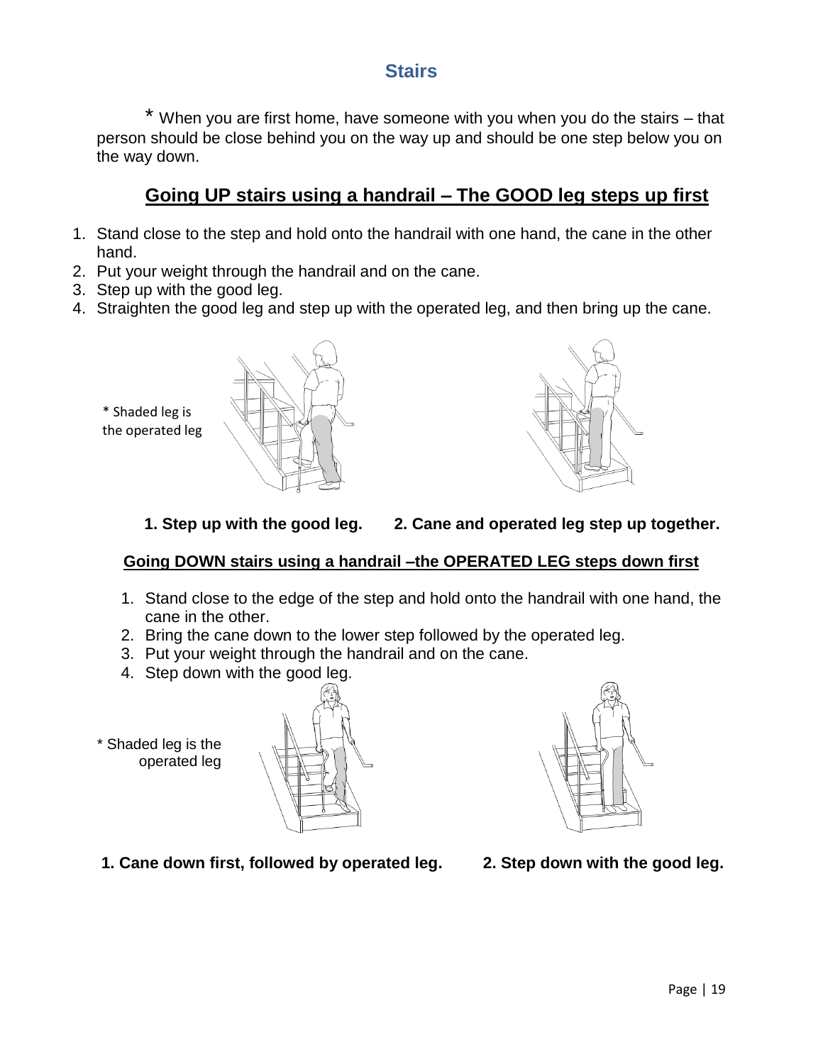## Stairs

* When you are first home, have someone with you when you do the stairs – that person should be close behind you on the way up and should be one step below you on the way down.

### Going UP stairs using a handrail – The GOOD leg steps up first

1. Stand close to the step and hold onto the handrail with one hand, the cane in the other hand.
2. Put your weight through the handrail and on the cane.
3. Step up with the good leg.
4. Straighten the good leg and step up with the operated leg, and then bring up the cane.

* Shaded leg is the operated leg

**1. Step up with the good leg.** **2. Cane and operated leg step up together.**

### Going DOWN stairs using a handrail –the OPERATED LEG steps down first

1. Stand close to the edge of the step and hold onto the handrail with one hand, the cane in the other.
2. Bring the cane down to the lower step followed by the operated leg.
3. Put your weight through the handrail and on the cane.
4. Step down with the good leg.

* Shaded leg is the operated leg

**1. Cane down first, followed by operated leg.** **2. Step down with the good leg.**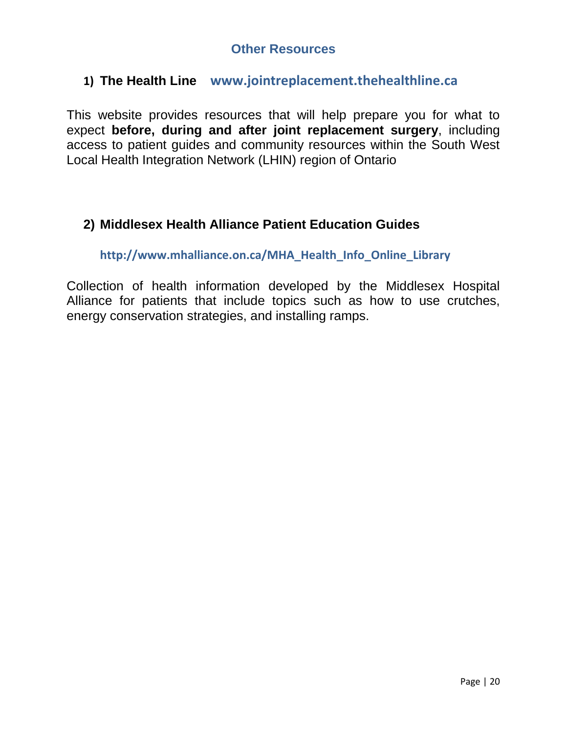## Other Resources

### 1) The Health Line www.jointreplacement.thehealthline.ca

This website provides resources that will help prepare you for what to expect **before, during and after joint replacement surgery**, including access to patient guides and community resources within the South West Local Health Integration Network (LHIN) region of Ontario

### 2) Middlesex Health Alliance Patient Education Guides

http://www.mhalliance.on.ca/MHA_Health_Info_Online_Library

Collection of health information developed by the Middlesex Hospital Alliance for patients that include topics such as how to use crutches, energy conservation strategies, and installing ramps.